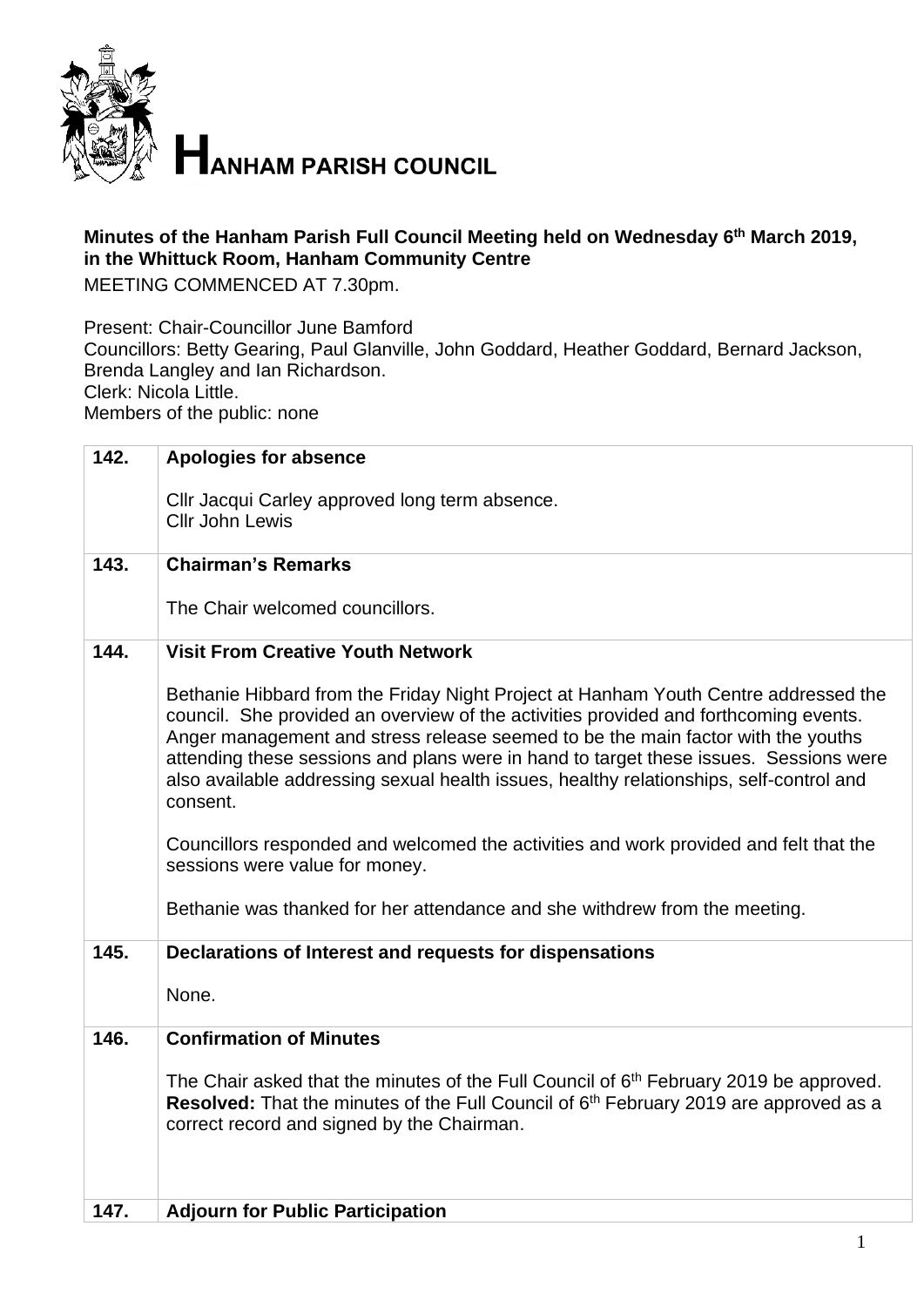# HANHAM PARISH COUNCIL

**Minutes of the Hanham Parish Full Council Meeting held on Wednesday 6th March 2019, in the Whittuck Room, Hanham Community Centre**

MEETING COMMENCED AT 7.30pm.

Present: Chair-Councillor June Bamford
Councillors: Betty Gearing, Paul Glanville, John Goddard, Heather Goddard, Bernard Jackson, Brenda Langley and Ian Richardson.
Clerk: Nicola Little.
Members of the public: none

| | |
|---|---|
| **142.** | **Apologies for absence**<br><br>Cllr Jacqui Carley approved long term absence.<br>Cllr John Lewis |
| **143.** | **Chairman's Remarks**<br><br>The Chair welcomed councillors. |
| **144.** | **Visit From Creative Youth Network**<br><br>Bethanie Hibbard from the Friday Night Project at Hanham Youth Centre addressed the council. She provided an overview of the activities provided and forthcoming events. Anger management and stress release seemed to be the main factor with the youths attending these sessions and plans were in hand to target these issues. Sessions were also available addressing sexual health issues, healthy relationships, self-control and consent.<br><br>Councillors responded and welcomed the activities and work provided and felt that the sessions were value for money.<br><br>Bethanie was thanked for her attendance and she withdrew from the meeting. |
| **145.** | **Declarations of Interest and requests for dispensations**<br><br>None. |
| **146.** | **Confirmation of Minutes**<br><br>The Chair asked that the minutes of the Full Council of 6th February 2019 be approved.<br>**Resolved:** That the minutes of the Full Council of 6th February 2019 are approved as a correct record and signed by the Chairman. |
| **147.** | **Adjourn for Public Participation** |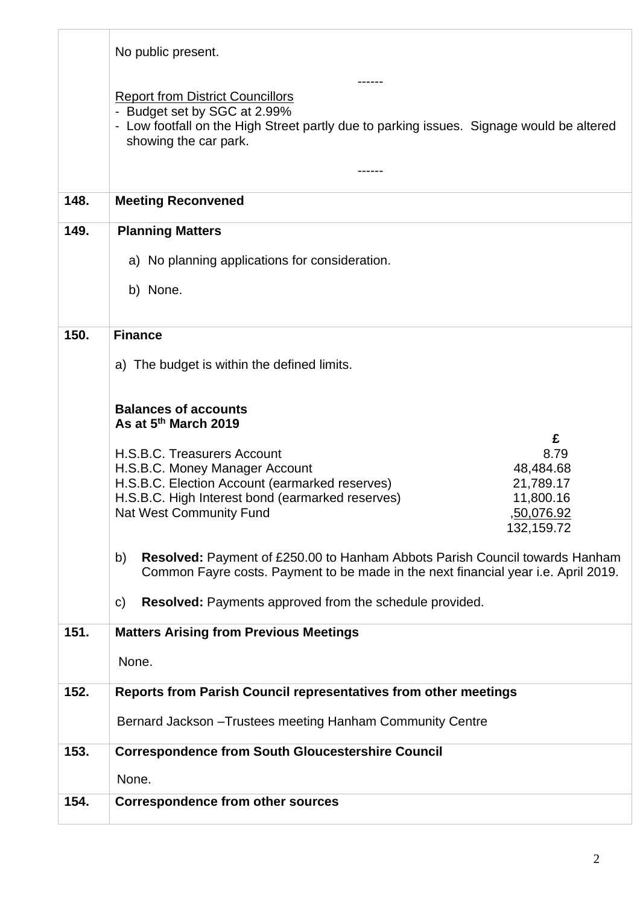| | |
|---|---|
| | No public present.<br><br>------<br><br><u>Report from District Councillors</u><br>- Budget set by SGC at 2.99%<br>- Low footfall on the High Street partly due to parking issues. Signage would be altered showing the car park.<br><br>------ |
| **148.** | **Meeting Reconvened** |
| **149.** | **Planning Matters**<br><br>a) No planning applications for consideration.<br><br>b) None. |
| **150.** | **Finance**<br><br>a) The budget is within the defined limits.<br><br>**Balances of accounts**<br>**As at 5th March 2019** |

| | £ |
|---|---|
| H.S.B.C. Treasurers Account | 8.79 |
| H.S.B.C. Money Manager Account | 48,484.68 |
| H.S.B.C. Election Account (earmarked reserves) | 21,789.17 |
| H.S.B.C. High Interest bond (earmarked reserves) | 11,800.16 |
| Nat West Community Fund | ,<u>50,076.92</u> |
| | 132,159.72 |

b) **Resolved:** Payment of £250.00 to Hanham Abbots Parish Council towards Hanham Common Fayre costs. Payment to be made in the next financial year i.e. April 2019.

c) **Resolved:** Payments approved from the schedule provided.

| | |
|---|---|
| **151.** | **Matters Arising from Previous Meetings**<br><br>None. |
| **152.** | **Reports from Parish Council representatives from other meetings**<br><br>Bernard Jackson –Trustees meeting Hanham Community Centre |
| **153.** | **Correspondence from South Gloucestershire Council**<br><br>None. |
| **154.** | **Correspondence from other sources** |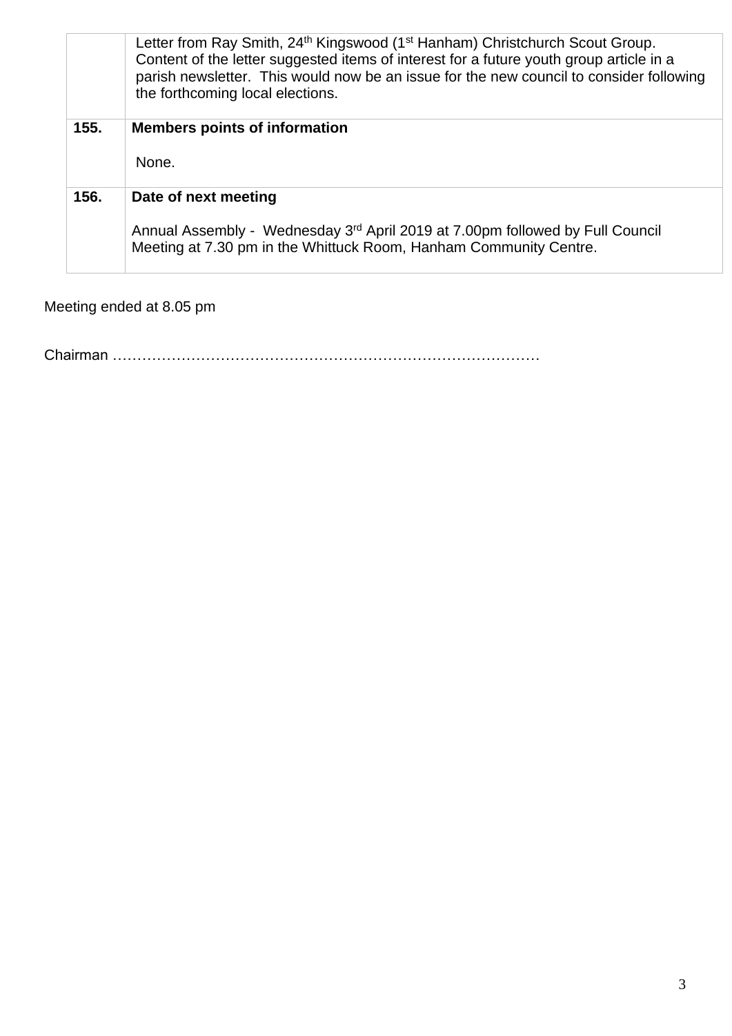| | |
|---|---|
| | Letter from Ray Smith, 24th Kingswood (1st Hanham) Christchurch Scout Group. Content of the letter suggested items of interest for a future youth group article in a parish newsletter. This would now be an issue for the new council to consider following the forthcoming local elections. |
| **155.** | **Members points of information**<br><br>None. |
| **156.** | **Date of next meeting**<br><br>Annual Assembly - Wednesday 3rd April 2019 at 7.00pm followed by Full Council Meeting at 7.30 pm in the Whittuck Room, Hanham Community Centre. |

Meeting ended at 8.05 pm

Chairman ……………………………………………………………………………